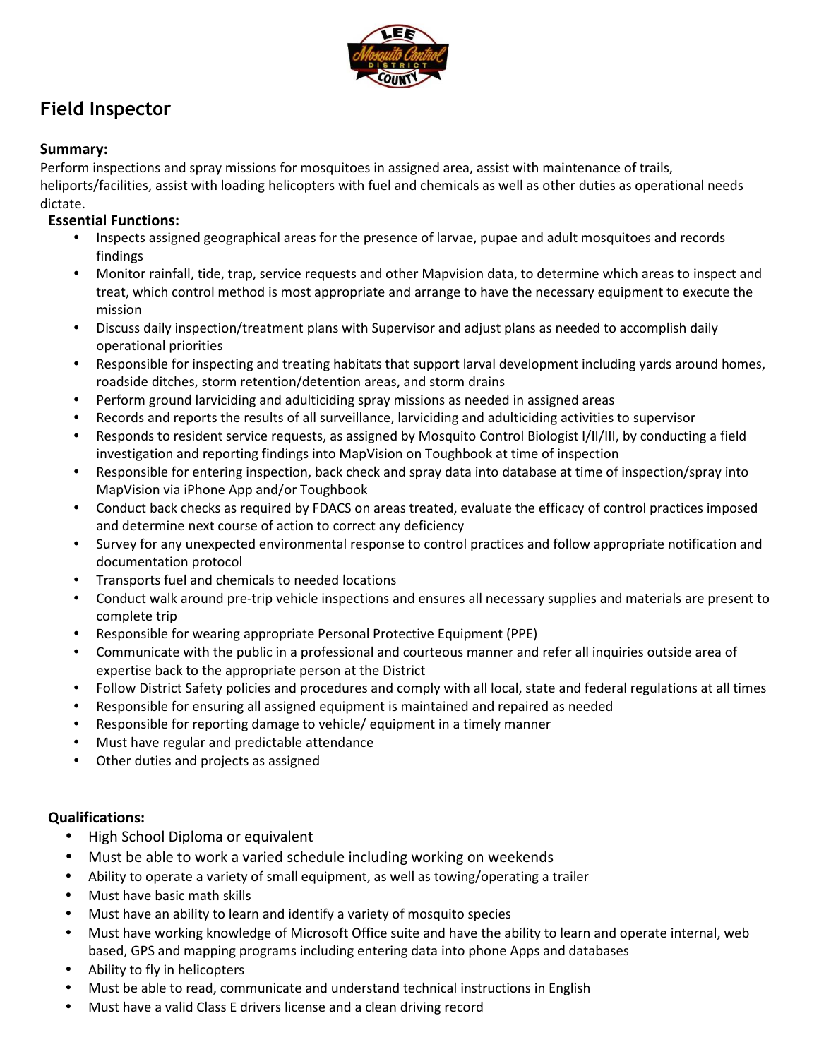# Field Inspector

**Summary:**
Perform inspections and spray missions for mosquitoes in assigned area, assist with maintenance of trails, heliports/facilities, assist with loading helicopters with fuel and chemicals as well as other duties as operational needs dictate.

**Essential Functions:**

- Inspects assigned geographical areas for the presence of larvae, pupae and adult mosquitoes and records findings
- Monitor rainfall, tide, trap, service requests and other Mapvision data, to determine which areas to inspect and treat, which control method is most appropriate and arrange to have the necessary equipment to execute the mission
- Discuss daily inspection/treatment plans with Supervisor and adjust plans as needed to accomplish daily operational priorities
- Responsible for inspecting and treating habitats that support larval development including yards around homes, roadside ditches, storm retention/detention areas, and storm drains
- Perform ground larviciding and adulticiding spray missions as needed in assigned areas
- Records and reports the results of all surveillance, larviciding and adulticiding activities to supervisor
- Responds to resident service requests, as assigned by Mosquito Control Biologist I/II/III, by conducting a field investigation and reporting findings into MapVision on Toughbook at time of inspection
- Responsible for entering inspection, back check and spray data into database at time of inspection/spray into MapVision via iPhone App and/or Toughbook
- Conduct back checks as required by FDACS on areas treated, evaluate the efficacy of control practices imposed and determine next course of action to correct any deficiency
- Survey for any unexpected environmental response to control practices and follow appropriate notification and documentation protocol
- Transports fuel and chemicals to needed locations
- Conduct walk around pre-trip vehicle inspections and ensures all necessary supplies and materials are present to complete trip
- Responsible for wearing appropriate Personal Protective Equipment (PPE)
- Communicate with the public in a professional and courteous manner and refer all inquiries outside area of expertise back to the appropriate person at the District
- Follow District Safety policies and procedures and comply with all local, state and federal regulations at all times
- Responsible for ensuring all assigned equipment is maintained and repaired as needed
- Responsible for reporting damage to vehicle/ equipment in a timely manner
- Must have regular and predictable attendance
- Other duties and projects as assigned

**Qualifications:**

- High School Diploma or equivalent
- Must be able to work a varied schedule including working on weekends
- Ability to operate a variety of small equipment, as well as towing/operating a trailer
- Must have basic math skills
- Must have an ability to learn and identify a variety of mosquito species
- Must have working knowledge of Microsoft Office suite and have the ability to learn and operate internal, web based, GPS and mapping programs including entering data into phone Apps and databases
- Ability to fly in helicopters
- Must be able to read, communicate and understand technical instructions in English
- Must have a valid Class E drivers license and a clean driving record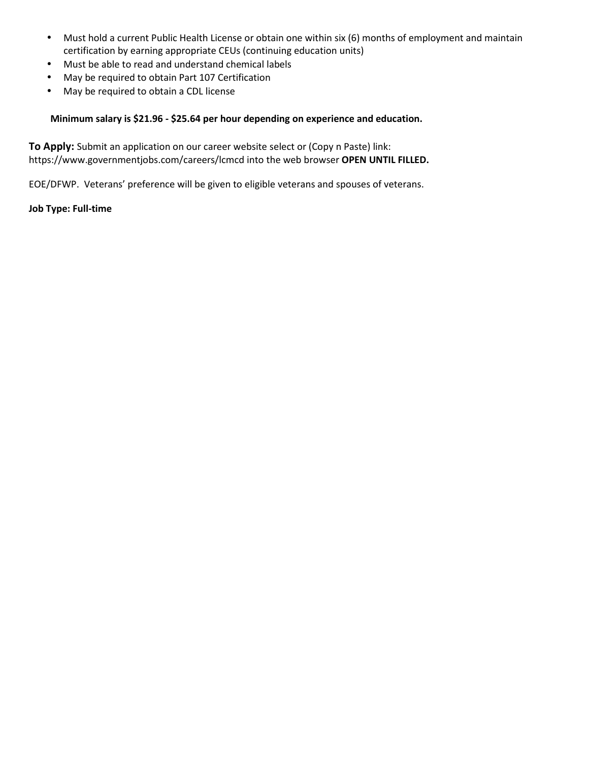- Must hold a current Public Health License or obtain one within six (6) months of employment and maintain certification by earning appropriate CEUs (continuing education units)
- Must be able to read and understand chemical labels
- May be required to obtain Part 107 Certification
- May be required to obtain a CDL license

**Minimum salary is $21.96 - $25.64 per hour depending on experience and education.**

**To Apply:** Submit an application on our career website select or (Copy n Paste) link: https://www.governmentjobs.com/careers/lcmcd into the web browser **OPEN UNTIL FILLED.**

EOE/DFWP. Veterans' preference will be given to eligible veterans and spouses of veterans.

**Job Type: Full-time**